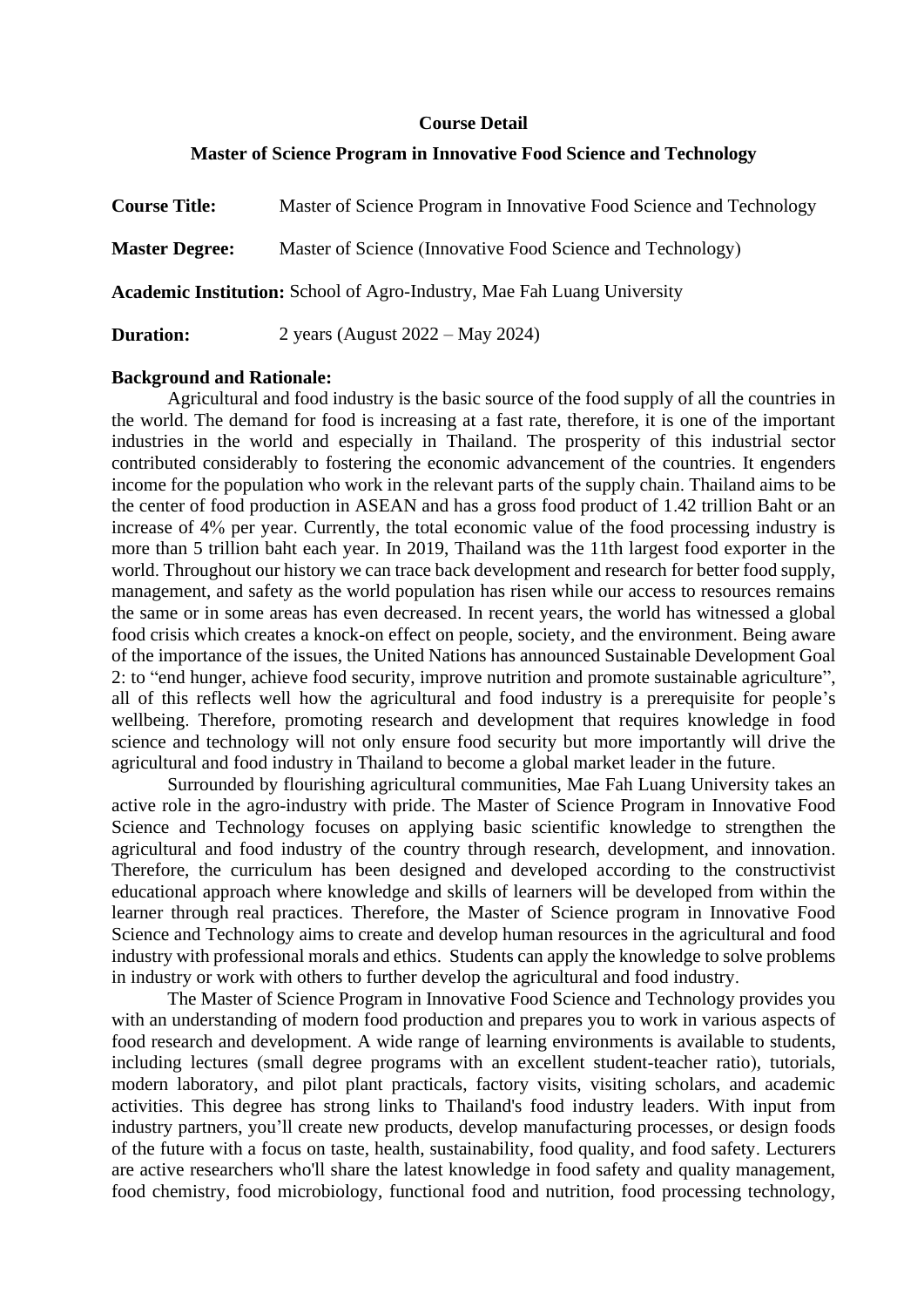## Course Detail

## Master of Science Program in Innovative Food Science and Technology

**Course Title:** Master of Science Program in Innovative Food Science and Technology

**Master Degree:** Master of Science (Innovative Food Science and Technology)

**Academic Institution:** School of Agro-Industry, Mae Fah Luang University

**Duration:** 2 years (August 2022 – May 2024)

**Background and Rationale:**

Agricultural and food industry is the basic source of the food supply of all the countries in the world. The demand for food is increasing at a fast rate, therefore, it is one of the important industries in the world and especially in Thailand. The prosperity of this industrial sector contributed considerably to fostering the economic advancement of the countries. It engenders income for the population who work in the relevant parts of the supply chain. Thailand aims to be the center of food production in ASEAN and has a gross food product of 1.42 trillion Baht or an increase of 4% per year. Currently, the total economic value of the food processing industry is more than 5 trillion baht each year. In 2019, Thailand was the 11th largest food exporter in the world. Throughout our history we can trace back development and research for better food supply, management, and safety as the world population has risen while our access to resources remains the same or in some areas has even decreased. In recent years, the world has witnessed a global food crisis which creates a knock-on effect on people, society, and the environment. Being aware of the importance of the issues, the United Nations has announced Sustainable Development Goal 2: to "end hunger, achieve food security, improve nutrition and promote sustainable agriculture", all of this reflects well how the agricultural and food industry is a prerequisite for people's wellbeing. Therefore, promoting research and development that requires knowledge in food science and technology will not only ensure food security but more importantly will drive the agricultural and food industry in Thailand to become a global market leader in the future.

Surrounded by flourishing agricultural communities, Mae Fah Luang University takes an active role in the agro-industry with pride. The Master of Science Program in Innovative Food Science and Technology focuses on applying basic scientific knowledge to strengthen the agricultural and food industry of the country through research, development, and innovation. Therefore, the curriculum has been designed and developed according to the constructivist educational approach where knowledge and skills of learners will be developed from within the learner through real practices. Therefore, the Master of Science program in Innovative Food Science and Technology aims to create and develop human resources in the agricultural and food industry with professional morals and ethics. Students can apply the knowledge to solve problems in industry or work with others to further develop the agricultural and food industry.

The Master of Science Program in Innovative Food Science and Technology provides you with an understanding of modern food production and prepares you to work in various aspects of food research and development. A wide range of learning environments is available to students, including lectures (small degree programs with an excellent student-teacher ratio), tutorials, modern laboratory, and pilot plant practicals, factory visits, visiting scholars, and academic activities. This degree has strong links to Thailand's food industry leaders. With input from industry partners, you'll create new products, develop manufacturing processes, or design foods of the future with a focus on taste, health, sustainability, food quality, and food safety. Lecturers are active researchers who'll share the latest knowledge in food safety and quality management, food chemistry, food microbiology, functional food and nutrition, food processing technology,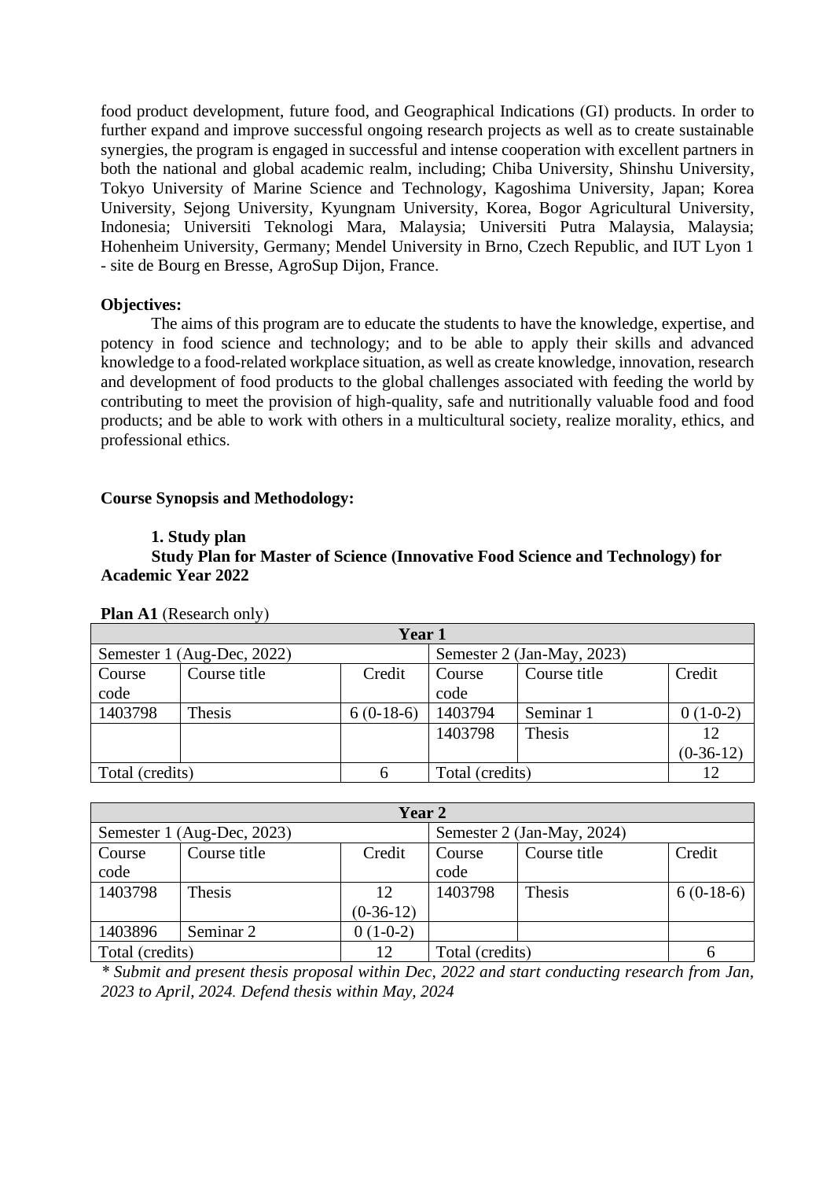food product development, future food, and Geographical Indications (GI) products. In order to further expand and improve successful ongoing research projects as well as to create sustainable synergies, the program is engaged in successful and intense cooperation with excellent partners in both the national and global academic realm, including; Chiba University, Shinshu University, Tokyo University of Marine Science and Technology, Kagoshima University, Japan; Korea University, Sejong University, Kyungnam University, Korea, Bogor Agricultural University, Indonesia; Universiti Teknologi Mara, Malaysia; Universiti Putra Malaysia, Malaysia; Hohenheim University, Germany; Mendel University in Brno, Czech Republic, and IUT Lyon 1 - site de Bourg en Bresse, AgroSup Dijon, France.

**Objectives:**

The aims of this program are to educate the students to have the knowledge, expertise, and potency in food science and technology; and to be able to apply their skills and advanced knowledge to a food-related workplace situation, as well as create knowledge, innovation, research and development of food products to the global challenges associated with feeding the world by contributing to meet the provision of high-quality, safe and nutritionally valuable food and food products; and be able to work with others in a multicultural society, realize morality, ethics, and professional ethics.

**Course Synopsis and Methodology:**

**1. Study plan**

**Study Plan for Master of Science (Innovative Food Science and Technology) for Academic Year 2022**

**Plan A1** (Research only)

| Year 1 | | | | | |
|---|---|---|---|---|---|
| Semester 1 (Aug-Dec, 2022) | | | Semester 2 (Jan-May, 2023) | | |
| Course code | Course title | Credit | Course code | Course title | Credit |
| 1403798 | Thesis | 6 (0-18-6) | 1403794 | Seminar 1 | 0 (1-0-2) |
| | | | 1403798 | Thesis | 12 (0-36-12) |
| Total (credits) | | 6 | Total (credits) | | 12 |

| Year 2 | | | | | |
|---|---|---|---|---|---|
| Semester 1 (Aug-Dec, 2023) | | | Semester 2 (Jan-May, 2024) | | |
| Course code | Course title | Credit | Course code | Course title | Credit |
| 1403798 | Thesis | 12 (0-36-12) | 1403798 | Thesis | 6 (0-18-6) |
| 1403896 | Seminar 2 | 0 (1-0-2) | | | |
| Total (credits) | | 12 | Total (credits) | | 6 |

*\* Submit and present thesis proposal within Dec, 2022 and start conducting research from Jan, 2023 to April, 2024. Defend thesis within May, 2024*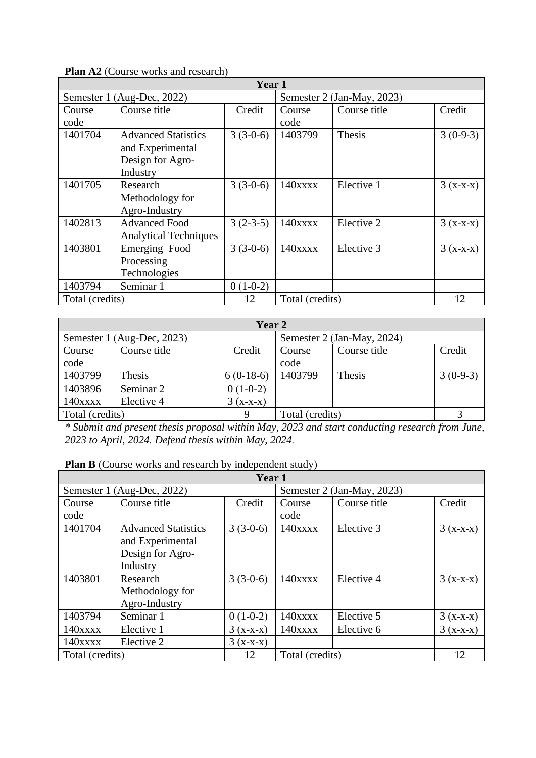**Plan A2** (Course works and research)

| Year 1 | | | | | |
|---|---|---|---|---|---|
| Semester 1 (Aug-Dec, 2022) | | | Semester 2 (Jan-May, 2023) | | |
| Course code | Course title | Credit | Course code | Course title | Credit |
| 1401704 | Advanced Statistics and Experimental Design for Agro-Industry | 3 (3-0-6) | 1403799 | Thesis | 3 (0-9-3) |
| 1401705 | Research Methodology for Agro-Industry | 3 (3-0-6) | 140xxxx | Elective 1 | 3 (x-x-x) |
| 1402813 | Advanced Food Analytical Techniques | 3 (2-3-5) | 140xxxx | Elective 2 | 3 (x-x-x) |
| 1403801 | Emerging Food Processing Technologies | 3 (3-0-6) | 140xxxx | Elective 3 | 3 (x-x-x) |
| 1403794 | Seminar 1 | 0 (1-0-2) | | | |
| Total (credits) | | 12 | Total (credits) | | 12 |

| Year 2 | | | | | |
|---|---|---|---|---|---|
| Semester 1 (Aug-Dec, 2023) | | | Semester 2 (Jan-May, 2024) | | |
| Course code | Course title | Credit | Course code | Course title | Credit |
| 1403799 | Thesis | 6 (0-18-6) | 1403799 | Thesis | 3 (0-9-3) |
| 1403896 | Seminar 2 | 0 (1-0-2) | | | |
| 140xxxx | Elective 4 | 3 (x-x-x) | | | |
| Total (credits) | | 9 | Total (credits) | | 3 |

*\* Submit and present thesis proposal within May, 2023 and start conducting research from June, 2023 to April, 2024. Defend thesis within May, 2024.*

**Plan B** (Course works and research by independent study)

| Year 1 | | | | | |
|---|---|---|---|---|---|
| Semester 1 (Aug-Dec, 2022) | | | Semester 2 (Jan-May, 2023) | | |
| Course code | Course title | Credit | Course code | Course title | Credit |
| 1401704 | Advanced Statistics and Experimental Design for Agro-Industry | 3 (3-0-6) | 140xxxx | Elective 3 | 3 (x-x-x) |
| 1403801 | Research Methodology for Agro-Industry | 3 (3-0-6) | 140xxxx | Elective 4 | 3 (x-x-x) |
| 1403794 | Seminar 1 | 0 (1-0-2) | 140xxxx | Elective 5 | 3 (x-x-x) |
| 140xxxx | Elective 1 | 3 (x-x-x) | 140xxxx | Elective 6 | 3 (x-x-x) |
| 140xxxx | Elective 2 | 3 (x-x-x) | | | |
| Total (credits) | | 12 | Total (credits) | | 12 |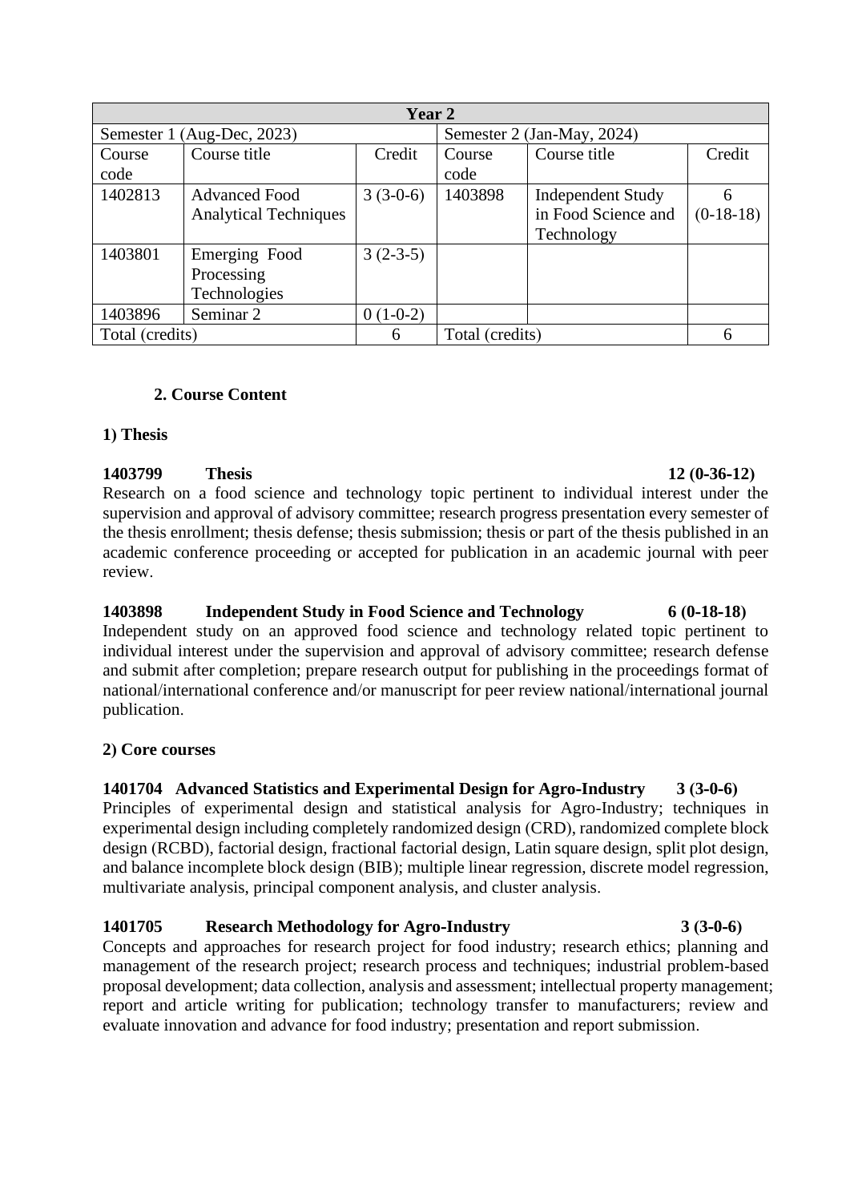| Year 2 | | | | | |
|---|---|---|---|---|---|
| Semester 1 (Aug-Dec, 2023) | | | Semester 2 (Jan-May, 2024) | | |
| Course code | Course title | Credit | Course code | Course title | Credit |
| 1402813 | Advanced Food Analytical Techniques | 3 (3-0-6) | 1403898 | Independent Study in Food Science and Technology | 6 (0-18-18) |
| 1403801 | Emerging Food Processing Technologies | 3 (2-3-5) | | | |
| 1403896 | Seminar 2 | 0 (1-0-2) | | | |
| Total (credits) | | 6 | Total (credits) | | 6 |

### 2. Course Content

**1) Thesis**

**1403799 Thesis 12 (0-36-12)**
Research on a food science and technology topic pertinent to individual interest under the supervision and approval of advisory committee; research progress presentation every semester of the thesis enrollment; thesis defense; thesis submission; thesis or part of the thesis published in an academic conference proceeding or accepted for publication in an academic journal with peer review.

**1403898 Independent Study in Food Science and Technology 6 (0-18-18)**
Independent study on an approved food science and technology related topic pertinent to individual interest under the supervision and approval of advisory committee; research defense and submit after completion; prepare research output for publishing in the proceedings format of national/international conference and/or manuscript for peer review national/international journal publication.

**2) Core courses**

**1401704 Advanced Statistics and Experimental Design for Agro-Industry 3 (3-0-6)**
Principles of experimental design and statistical analysis for Agro-Industry; techniques in experimental design including completely randomized design (CRD), randomized complete block design (RCBD), factorial design, fractional factorial design, Latin square design, split plot design, and balance incomplete block design (BIB); multiple linear regression, discrete model regression, multivariate analysis, principal component analysis, and cluster analysis.

**1401705 Research Methodology for Agro-Industry 3 (3-0-6)**
Concepts and approaches for research project for food industry; research ethics; planning and management of the research project; research process and techniques; industrial problem-based proposal development; data collection, analysis and assessment; intellectual property management; report and article writing for publication; technology transfer to manufacturers; review and evaluate innovation and advance for food industry; presentation and report submission.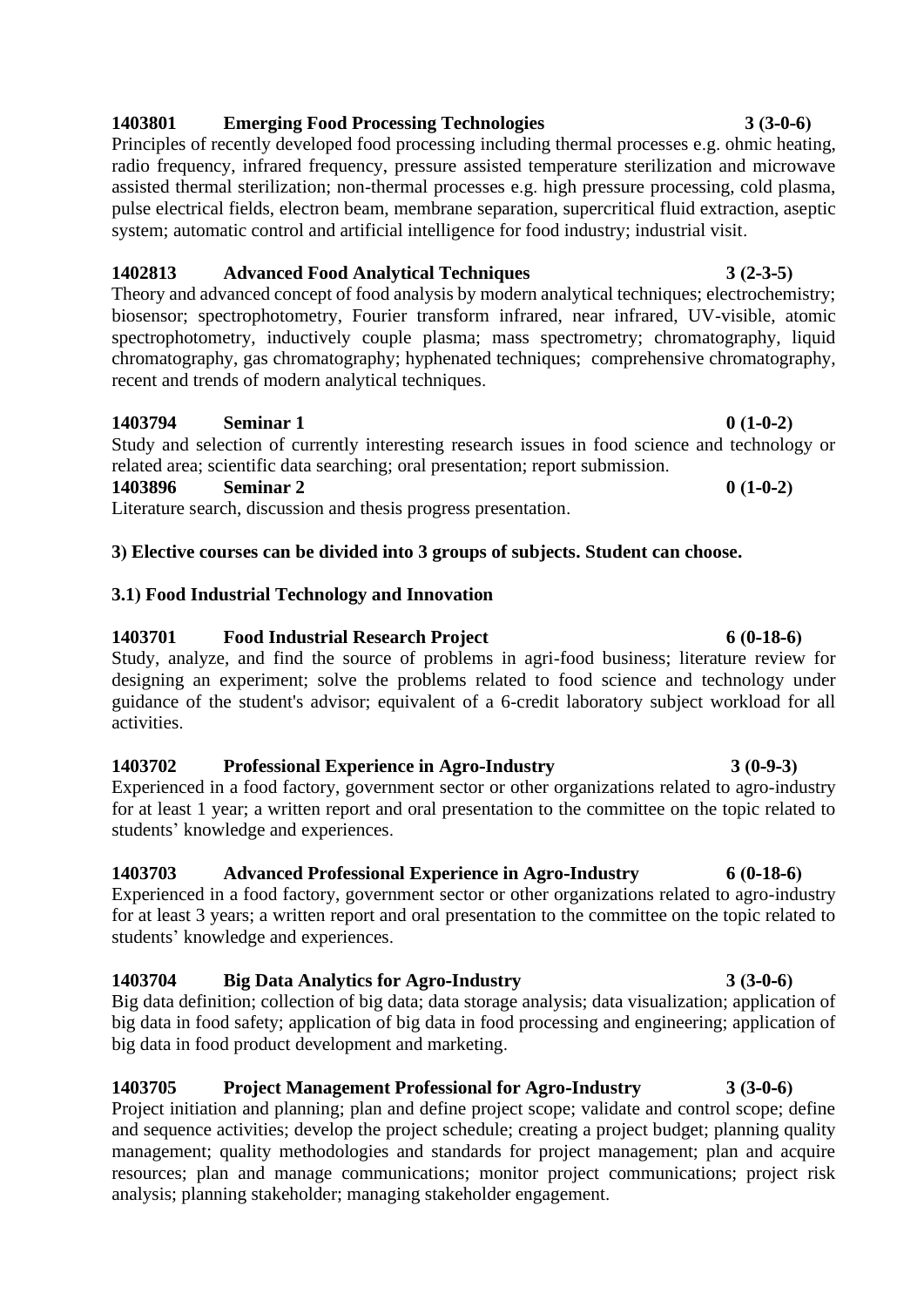**1403801 Emerging Food Processing Technologies 3 (3-0-6)**

Principles of recently developed food processing including thermal processes e.g. ohmic heating, radio frequency, infrared frequency, pressure assisted temperature sterilization and microwave assisted thermal sterilization; non-thermal processes e.g. high pressure processing, cold plasma, pulse electrical fields, electron beam, membrane separation, supercritical fluid extraction, aseptic system; automatic control and artificial intelligence for food industry; industrial visit.

**1402813 Advanced Food Analytical Techniques 3 (2-3-5)**

Theory and advanced concept of food analysis by modern analytical techniques; electrochemistry; biosensor; spectrophotometry, Fourier transform infrared, near infrared, UV-visible, atomic spectrophotometry, inductively couple plasma; mass spectrometry; chromatography, liquid chromatography, gas chromatography; hyphenated techniques; comprehensive chromatography, recent and trends of modern analytical techniques.

**1403794 Seminar 1 0 (1-0-2)**

Study and selection of currently interesting research issues in food science and technology or related area; scientific data searching; oral presentation; report submission.

**1403896 Seminar 2 0 (1-0-2)**

Literature search, discussion and thesis progress presentation.

**3) Elective courses can be divided into 3 groups of subjects. Student can choose.**

**3.1) Food Industrial Technology and Innovation**

**1403701 Food Industrial Research Project 6 (0-18-6)**

Study, analyze, and find the source of problems in agri-food business; literature review for designing an experiment; solve the problems related to food science and technology under guidance of the student's advisor; equivalent of a 6-credit laboratory subject workload for all activities.

**1403702 Professional Experience in Agro-Industry 3 (0-9-3)**

Experienced in a food factory, government sector or other organizations related to agro-industry for at least 1 year; a written report and oral presentation to the committee on the topic related to students' knowledge and experiences.

**1403703 Advanced Professional Experience in Agro-Industry 6 (0-18-6)**

Experienced in a food factory, government sector or other organizations related to agro-industry for at least 3 years; a written report and oral presentation to the committee on the topic related to students' knowledge and experiences.

**1403704 Big Data Analytics for Agro-Industry 3 (3-0-6)**

Big data definition; collection of big data; data storage analysis; data visualization; application of big data in food safety; application of big data in food processing and engineering; application of big data in food product development and marketing.

**1403705 Project Management Professional for Agro-Industry 3 (3-0-6)**

Project initiation and planning; plan and define project scope; validate and control scope; define and sequence activities; develop the project schedule; creating a project budget; planning quality management; quality methodologies and standards for project management; plan and acquire resources; plan and manage communications; monitor project communications; project risk analysis; planning stakeholder; managing stakeholder engagement.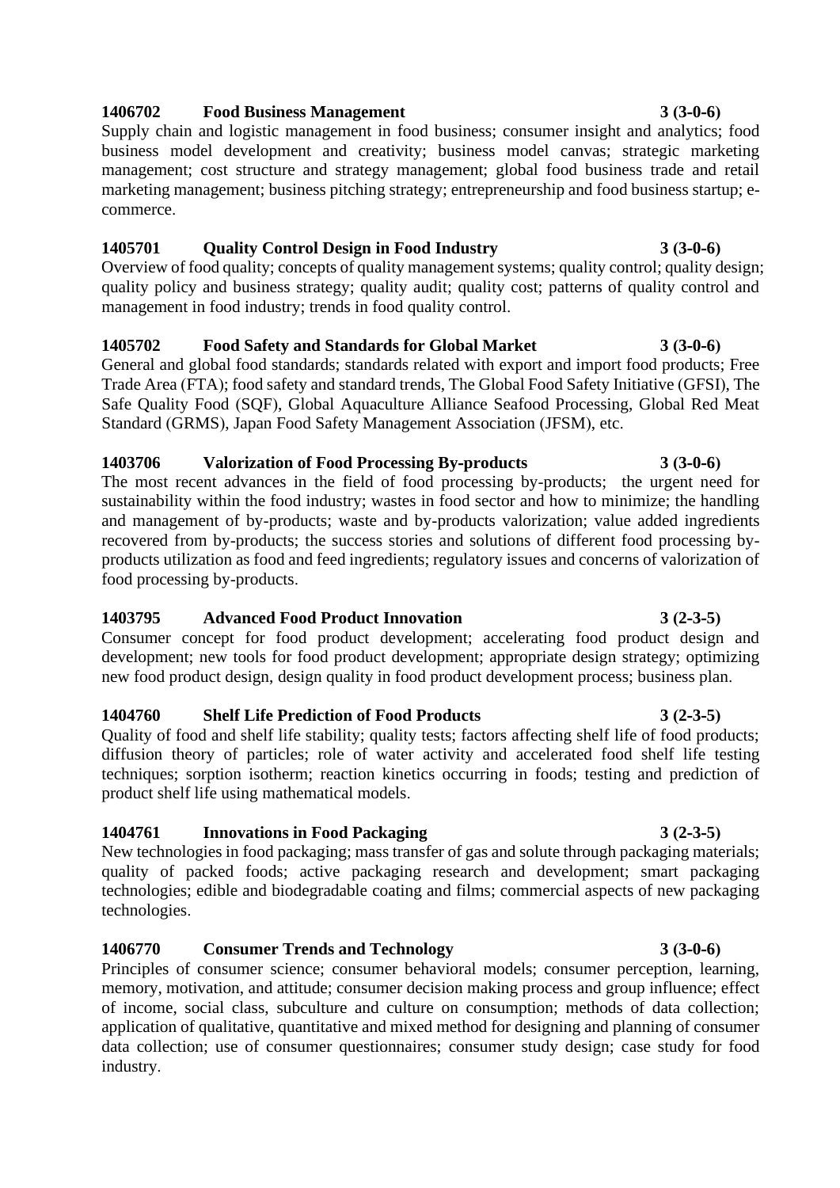**1406702 Food Business Management 3 (3-0-6)**

Supply chain and logistic management in food business; consumer insight and analytics; food business model development and creativity; business model canvas; strategic marketing management; cost structure and strategy management; global food business trade and retail marketing management; business pitching strategy; entrepreneurship and food business startup; e-commerce.

**1405701 Quality Control Design in Food Industry 3 (3-0-6)**

Overview of food quality; concepts of quality management systems; quality control; quality design; quality policy and business strategy; quality audit; quality cost; patterns of quality control and management in food industry; trends in food quality control.

**1405702 Food Safety and Standards for Global Market 3 (3-0-6)**

General and global food standards; standards related with export and import food products; Free Trade Area (FTA); food safety and standard trends, The Global Food Safety Initiative (GFSI), The Safe Quality Food (SQF), Global Aquaculture Alliance Seafood Processing, Global Red Meat Standard (GRMS), Japan Food Safety Management Association (JFSM), etc.

**1403706 Valorization of Food Processing By-products 3 (3-0-6)**

The most recent advances in the field of food processing by-products; the urgent need for sustainability within the food industry; wastes in food sector and how to minimize; the handling and management of by-products; waste and by-products valorization; value added ingredients recovered from by-products; the success stories and solutions of different food processing by-products utilization as food and feed ingredients; regulatory issues and concerns of valorization of food processing by-products.

**1403795 Advanced Food Product Innovation 3 (2-3-5)**

Consumer concept for food product development; accelerating food product design and development; new tools for food product development; appropriate design strategy; optimizing new food product design, design quality in food product development process; business plan.

**1404760 Shelf Life Prediction of Food Products 3 (2-3-5)**

Quality of food and shelf life stability; quality tests; factors affecting shelf life of food products; diffusion theory of particles; role of water activity and accelerated food shelf life testing techniques; sorption isotherm; reaction kinetics occurring in foods; testing and prediction of product shelf life using mathematical models.

**1404761 Innovations in Food Packaging 3 (2-3-5)**

New technologies in food packaging; mass transfer of gas and solute through packaging materials; quality of packed foods; active packaging research and development; smart packaging technologies; edible and biodegradable coating and films; commercial aspects of new packaging technologies.

**1406770 Consumer Trends and Technology 3 (3-0-6)**

Principles of consumer science; consumer behavioral models; consumer perception, learning, memory, motivation, and attitude; consumer decision making process and group influence; effect of income, social class, subculture and culture on consumption; methods of data collection; application of qualitative, quantitative and mixed method for designing and planning of consumer data collection; use of consumer questionnaires; consumer study design; case study for food industry.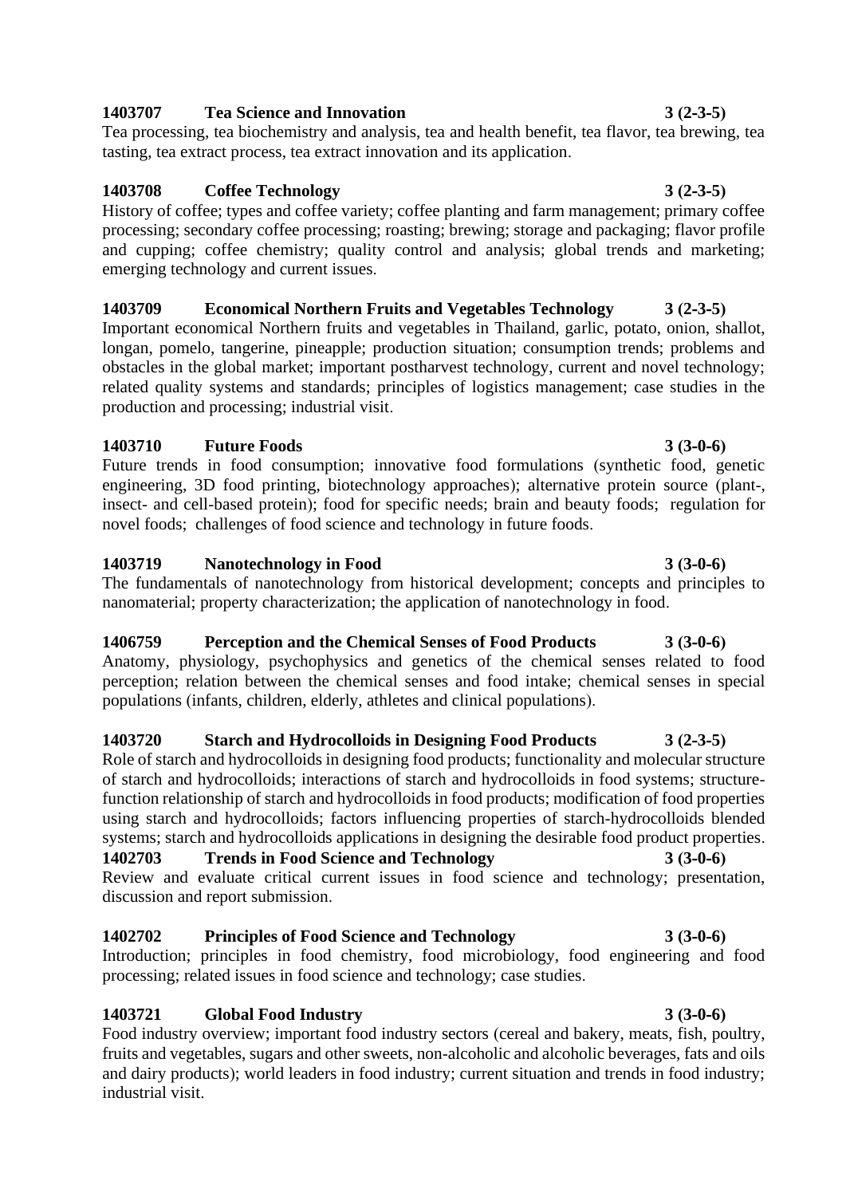**1403707 Tea Science and Innovation 3 (2-3-5)**

Tea processing, tea biochemistry and analysis, tea and health benefit, tea flavor, tea brewing, tea tasting, tea extract process, tea extract innovation and its application.

**1403708 Coffee Technology 3 (2-3-5)**

History of coffee; types and coffee variety; coffee planting and farm management; primary coffee processing; secondary coffee processing; roasting; brewing; storage and packaging; flavor profile and cupping; coffee chemistry; quality control and analysis; global trends and marketing; emerging technology and current issues.

**1403709 Economical Northern Fruits and Vegetables Technology 3 (2-3-5)**

Important economical Northern fruits and vegetables in Thailand, garlic, potato, onion, shallot, longan, pomelo, tangerine, pineapple; production situation; consumption trends; problems and obstacles in the global market; important postharvest technology, current and novel technology; related quality systems and standards; principles of logistics management; case studies in the production and processing; industrial visit.

**1403710 Future Foods 3 (3-0-6)**

Future trends in food consumption; innovative food formulations (synthetic food, genetic engineering, 3D food printing, biotechnology approaches); alternative protein source (plant-, insect- and cell-based protein); food for specific needs; brain and beauty foods; regulation for novel foods; challenges of food science and technology in future foods.

**1403719 Nanotechnology in Food 3 (3-0-6)**

The fundamentals of nanotechnology from historical development; concepts and principles to nanomaterial; property characterization; the application of nanotechnology in food.

**1406759 Perception and the Chemical Senses of Food Products 3 (3-0-6)**

Anatomy, physiology, psychophysics and genetics of the chemical senses related to food perception; relation between the chemical senses and food intake; chemical senses in special populations (infants, children, elderly, athletes and clinical populations).

**1403720 Starch and Hydrocolloids in Designing Food Products 3 (2-3-5)**

Role of starch and hydrocolloids in designing food products; functionality and molecular structure of starch and hydrocolloids; interactions of starch and hydrocolloids in food systems; structure-function relationship of starch and hydrocolloids in food products; modification of food properties using starch and hydrocolloids; factors influencing properties of starch-hydrocolloids blended systems; starch and hydrocolloids applications in designing the desirable food product properties.

**1402703 Trends in Food Science and Technology 3 (3-0-6)**

Review and evaluate critical current issues in food science and technology; presentation, discussion and report submission.

**1402702 Principles of Food Science and Technology 3 (3-0-6)**

Introduction; principles in food chemistry, food microbiology, food engineering and food processing; related issues in food science and technology; case studies.

**1403721 Global Food Industry 3 (3-0-6)**

Food industry overview; important food industry sectors (cereal and bakery, meats, fish, poultry, fruits and vegetables, sugars and other sweets, non-alcoholic and alcoholic beverages, fats and oils and dairy products); world leaders in food industry; current situation and trends in food industry; industrial visit.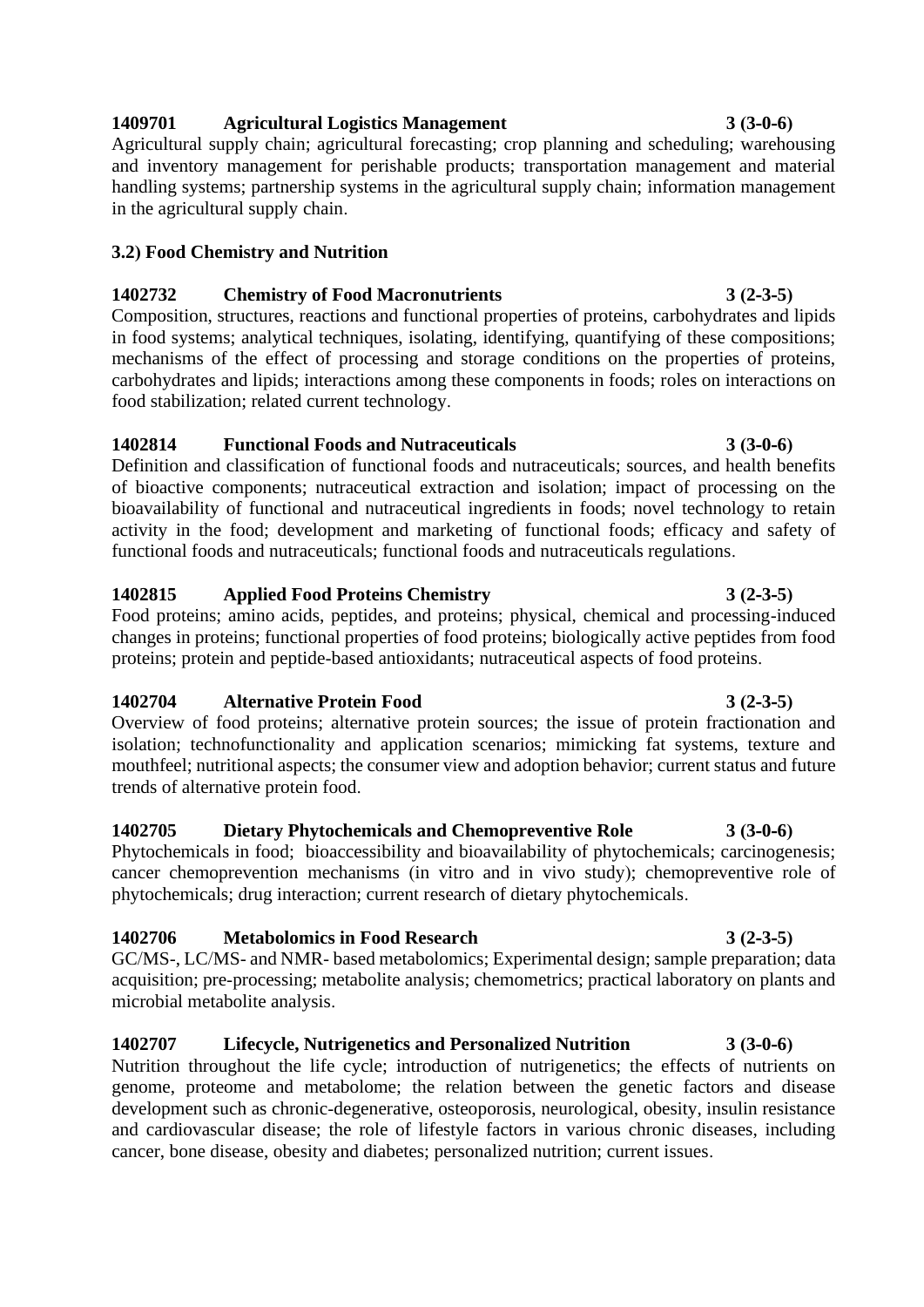**1409701 Agricultural Logistics Management 3 (3-0-6)**

Agricultural supply chain; agricultural forecasting; crop planning and scheduling; warehousing and inventory management for perishable products; transportation management and material handling systems; partnership systems in the agricultural supply chain; information management in the agricultural supply chain.

**3.2) Food Chemistry and Nutrition**

**1402732 Chemistry of Food Macronutrients 3 (2-3-5)**

Composition, structures, reactions and functional properties of proteins, carbohydrates and lipids in food systems; analytical techniques, isolating, identifying, quantifying of these compositions; mechanisms of the effect of processing and storage conditions on the properties of proteins, carbohydrates and lipids; interactions among these components in foods; roles on interactions on food stabilization; related current technology.

**1402814 Functional Foods and Nutraceuticals 3 (3-0-6)**

Definition and classification of functional foods and nutraceuticals; sources, and health benefits of bioactive components; nutraceutical extraction and isolation; impact of processing on the bioavailability of functional and nutraceutical ingredients in foods; novel technology to retain activity in the food; development and marketing of functional foods; efficacy and safety of functional foods and nutraceuticals; functional foods and nutraceuticals regulations.

**1402815 Applied Food Proteins Chemistry 3 (2-3-5)**

Food proteins; amino acids, peptides, and proteins; physical, chemical and processing-induced changes in proteins; functional properties of food proteins; biologically active peptides from food proteins; protein and peptide-based antioxidants; nutraceutical aspects of food proteins.

**1402704 Alternative Protein Food 3 (2-3-5)**

Overview of food proteins; alternative protein sources; the issue of protein fractionation and isolation; technofunctionality and application scenarios; mimicking fat systems, texture and mouthfeel; nutritional aspects; the consumer view and adoption behavior; current status and future trends of alternative protein food.

**1402705 Dietary Phytochemicals and Chemopreventive Role 3 (3-0-6)**

Phytochemicals in food; bioaccessibility and bioavailability of phytochemicals; carcinogenesis; cancer chemoprevention mechanisms (in vitro and in vivo study); chemopreventive role of phytochemicals; drug interaction; current research of dietary phytochemicals.

**1402706 Metabolomics in Food Research 3 (2-3-5)**

GC/MS-, LC/MS- and NMR- based metabolomics; Experimental design; sample preparation; data acquisition; pre-processing; metabolite analysis; chemometrics; practical laboratory on plants and microbial metabolite analysis.

**1402707 Lifecycle, Nutrigenetics and Personalized Nutrition 3 (3-0-6)**

Nutrition throughout the life cycle; introduction of nutrigenetics; the effects of nutrients on genome, proteome and metabolome; the relation between the genetic factors and disease development such as chronic-degenerative, osteoporosis, neurological, obesity, insulin resistance and cardiovascular disease; the role of lifestyle factors in various chronic diseases, including cancer, bone disease, obesity and diabetes; personalized nutrition; current issues.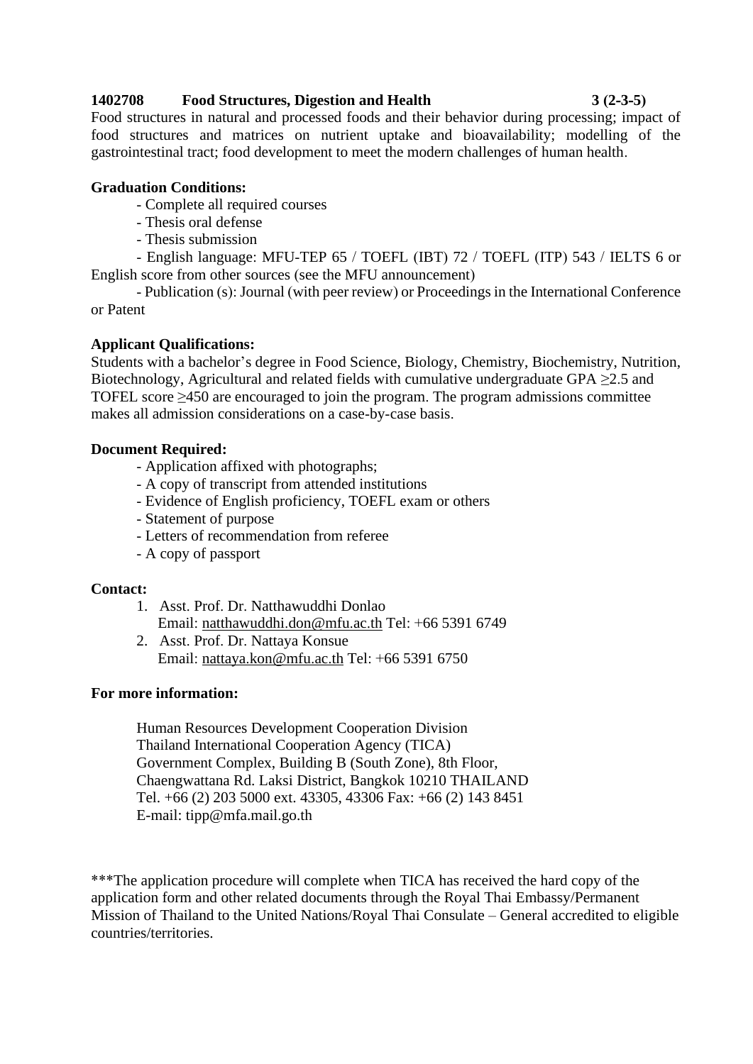**1402708 Food Structures, Digestion and Health 3 (2-3-5)**

Food structures in natural and processed foods and their behavior during processing; impact of food structures and matrices on nutrient uptake and bioavailability; modelling of the gastrointestinal tract; food development to meet the modern challenges of human health.

**Graduation Conditions:**

- Complete all required courses
- Thesis oral defense
- Thesis submission
- English language: MFU-TEP 65 / TOEFL (IBT) 72 / TOEFL (ITP) 543 / IELTS 6 or English score from other sources (see the MFU announcement)
- Publication (s): Journal (with peer review) or Proceedings in the International Conference or Patent

**Applicant Qualifications:**

Students with a bachelor's degree in Food Science, Biology, Chemistry, Biochemistry, Nutrition, Biotechnology, Agricultural and related fields with cumulative undergraduate GPA ≥2.5 and TOFEL score ≥450 are encouraged to join the program. The program admissions committee makes all admission considerations on a case-by-case basis.

**Document Required:**

- Application affixed with photographs;
- A copy of transcript from attended institutions
- Evidence of English proficiency, TOEFL exam or others
- Statement of purpose
- Letters of recommendation from referee
- A copy of passport

**Contact:**

1. Asst. Prof. Dr. Natthawuddhi Donlao
   Email: natthawuddhi.don@mfu.ac.th Tel: +66 5391 6749
2. Asst. Prof. Dr. Nattaya Konsue
   Email: nattaya.kon@mfu.ac.th Tel: +66 5391 6750

**For more information:**

Human Resources Development Cooperation Division
Thailand International Cooperation Agency (TICA)
Government Complex, Building B (South Zone), 8th Floor,
Chaengwattana Rd. Laksi District, Bangkok 10210 THAILAND
Tel. +66 (2) 203 5000 ext. 43305, 43306 Fax: +66 (2) 143 8451
E-mail: tipp@mfa.mail.go.th

***The application procedure will complete when TICA has received the hard copy of the application form and other related documents through the Royal Thai Embassy/Permanent Mission of Thailand to the United Nations/Royal Thai Consulate – General accredited to eligible countries/territories.